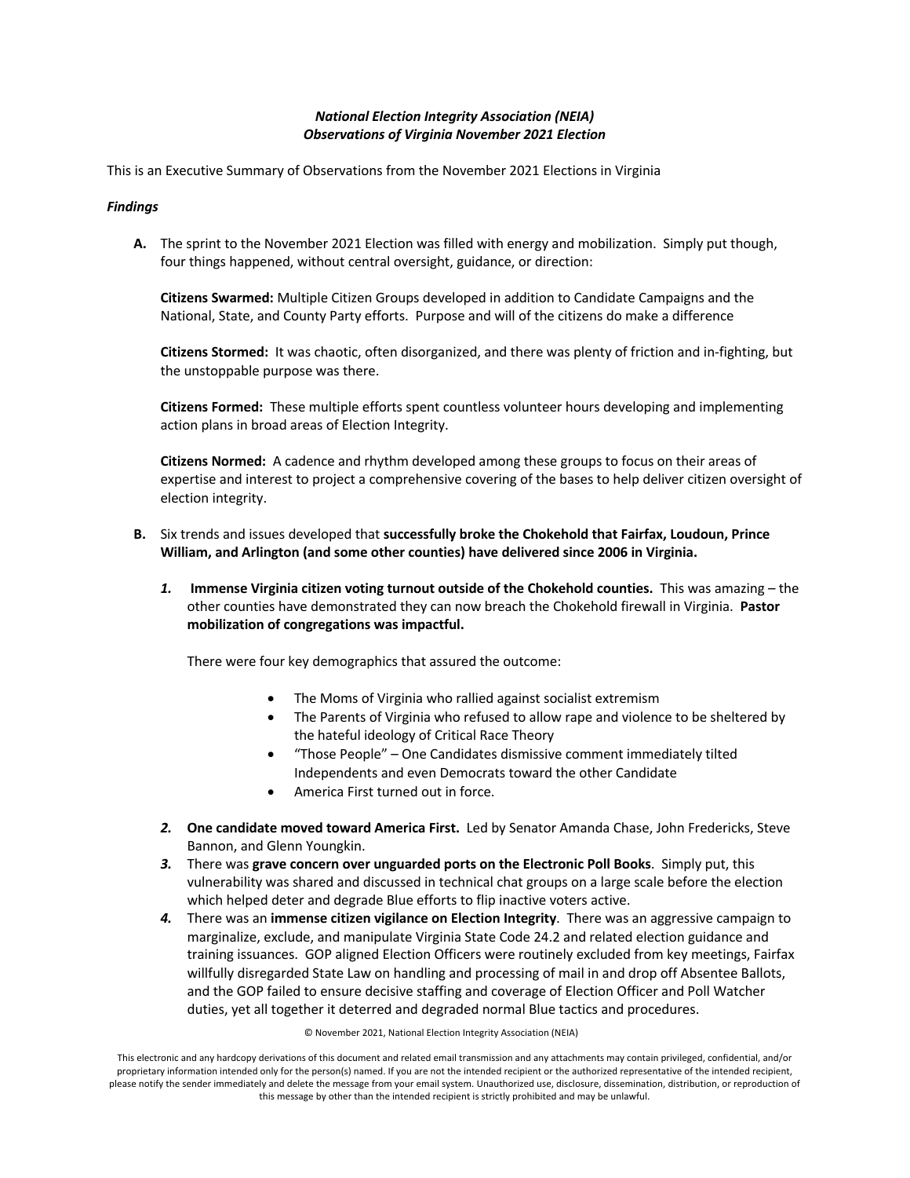*National Election Integrity Association (NEIA)*
*Observations of Virginia November 2021 Election*

This is an Executive Summary of Observations from the November 2021 Elections in Virginia

***Findings***

**A.** The sprint to the November 2021 Election was filled with energy and mobilization. Simply put though, four things happened, without central oversight, guidance, or direction:

**Citizens Swarmed:** Multiple Citizen Groups developed in addition to Candidate Campaigns and the National, State, and County Party efforts. Purpose and will of the citizens do make a difference

**Citizens Stormed:** It was chaotic, often disorganized, and there was plenty of friction and in-fighting, but the unstoppable purpose was there.

**Citizens Formed:** These multiple efforts spent countless volunteer hours developing and implementing action plans in broad areas of Election Integrity.

**Citizens Normed:** A cadence and rhythm developed among these groups to focus on their areas of expertise and interest to project a comprehensive covering of the bases to help deliver citizen oversight of election integrity.

**B.** Six trends and issues developed that **successfully broke the Chokehold that Fairfax, Loudoun, Prince William, and Arlington (and some other counties) have delivered since 2006 in Virginia.**

***1.*** **Immense Virginia citizen voting turnout outside of the Chokehold counties.** This was amazing – the other counties have demonstrated they can now breach the Chokehold firewall in Virginia. **Pastor mobilization of congregations was impactful.**

There were four key demographics that assured the outcome:

- The Moms of Virginia who rallied against socialist extremism
- The Parents of Virginia who refused to allow rape and violence to be sheltered by the hateful ideology of Critical Race Theory
- "Those People" – One Candidates dismissive comment immediately tilted Independents and even Democrats toward the other Candidate
- America First turned out in force.

***2.*** **One candidate moved toward America First.** Led by Senator Amanda Chase, John Fredericks, Steve Bannon, and Glenn Youngkin.

***3.*** There was **grave concern over unguarded ports on the Electronic Poll Books**. Simply put, this vulnerability was shared and discussed in technical chat groups on a large scale before the election which helped deter and degrade Blue efforts to flip inactive voters active.

***4.*** There was an **immense citizen vigilance on Election Integrity**. There was an aggressive campaign to marginalize, exclude, and manipulate Virginia State Code 24.2 and related election guidance and training issuances. GOP aligned Election Officers were routinely excluded from key meetings, Fairfax willfully disregarded State Law on handling and processing of mail in and drop off Absentee Ballots, and the GOP failed to ensure decisive staffing and coverage of Election Officer and Poll Watcher duties, yet all together it deterred and degraded normal Blue tactics and procedures.

© November 2021, National Election Integrity Association (NEIA)

This electronic and any hardcopy derivations of this document and related email transmission and any attachments may contain privileged, confidential, and/or proprietary information intended only for the person(s) named. If you are not the intended recipient or the authorized representative of the intended recipient, please notify the sender immediately and delete the message from your email system. Unauthorized use, disclosure, dissemination, distribution, or reproduction of this message by other than the intended recipient is strictly prohibited and may be unlawful.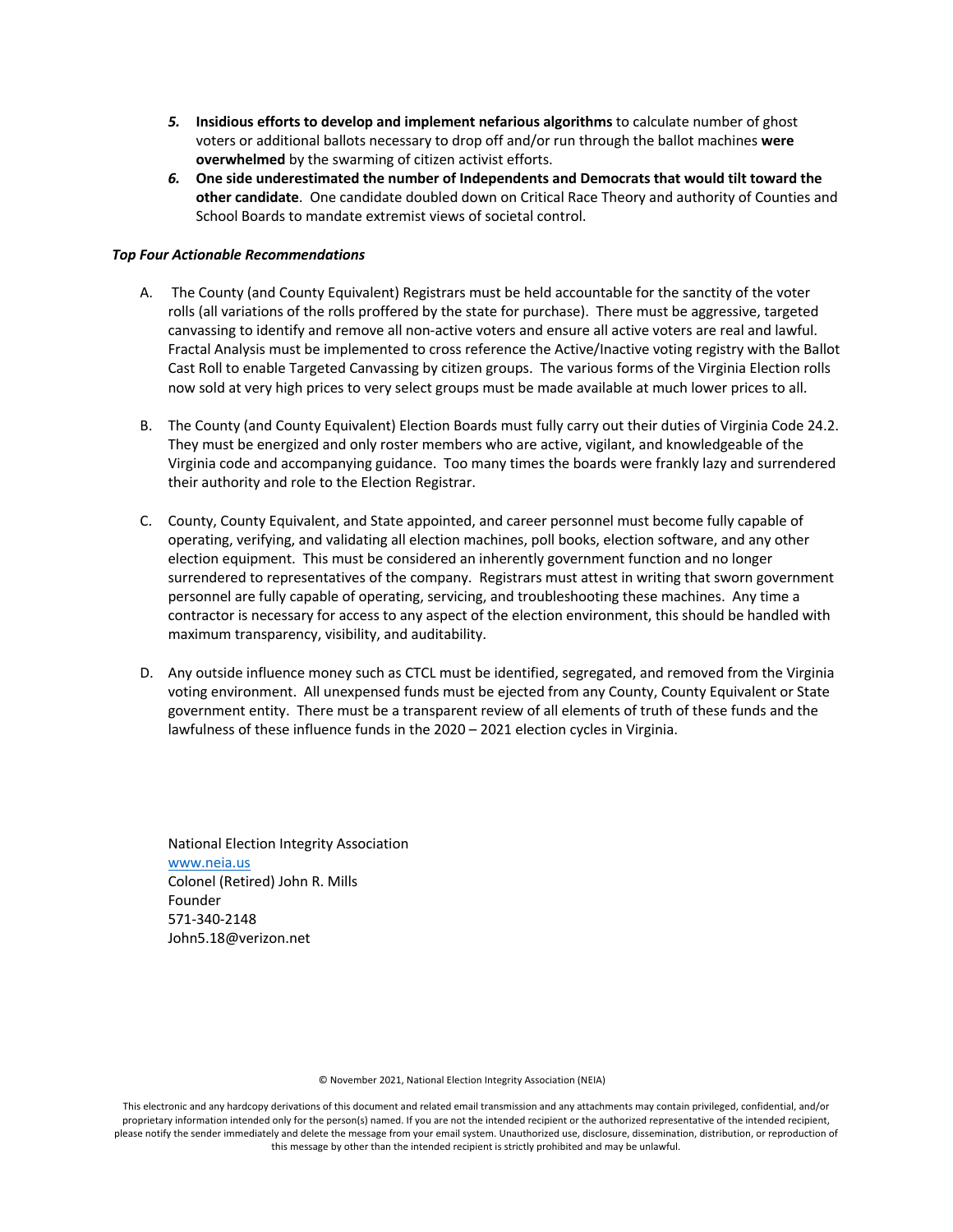5. **Insidious efforts to develop and implement nefarious algorithms** to calculate number of ghost voters or additional ballots necessary to drop off and/or run through the ballot machines **were overwhelmed** by the swarming of citizen activist efforts.
6. **One side underestimated the number of Independents and Democrats that would tilt toward the other candidate**. One candidate doubled down on Critical Race Theory and authority of Counties and School Boards to mandate extremist views of societal control.

***Top Four Actionable Recommendations***

A. The County (and County Equivalent) Registrars must be held accountable for the sanctity of the voter rolls (all variations of the rolls proffered by the state for purchase). There must be aggressive, targeted canvassing to identify and remove all non-active voters and ensure all active voters are real and lawful. Fractal Analysis must be implemented to cross reference the Active/Inactive voting registry with the Ballot Cast Roll to enable Targeted Canvassing by citizen groups. The various forms of the Virginia Election rolls now sold at very high prices to very select groups must be made available at much lower prices to all.

B. The County (and County Equivalent) Election Boards must fully carry out their duties of Virginia Code 24.2. They must be energized and only roster members who are active, vigilant, and knowledgeable of the Virginia code and accompanying guidance. Too many times the boards were frankly lazy and surrendered their authority and role to the Election Registrar.

C. County, County Equivalent, and State appointed, and career personnel must become fully capable of operating, verifying, and validating all election machines, poll books, election software, and any other election equipment. This must be considered an inherently government function and no longer surrendered to representatives of the company. Registrars must attest in writing that sworn government personnel are fully capable of operating, servicing, and troubleshooting these machines. Any time a contractor is necessary for access to any aspect of the election environment, this should be handled with maximum transparency, visibility, and auditability.

D. Any outside influence money such as CTCL must be identified, segregated, and removed from the Virginia voting environment. All unexpensed funds must be ejected from any County, County Equivalent or State government entity. There must be a transparent review of all elements of truth of these funds and the lawfulness of these influence funds in the 2020 – 2021 election cycles in Virginia.

National Election Integrity Association
www.neia.us
Colonel (Retired) John R. Mills
Founder
571-340-2148
John5.18@verizon.net

© November 2021, National Election Integrity Association (NEIA)

This electronic and any hardcopy derivations of this document and related email transmission and any attachments may contain privileged, confidential, and/or proprietary information intended only for the person(s) named. If you are not the intended recipient or the authorized representative of the intended recipient, please notify the sender immediately and delete the message from your email system. Unauthorized use, disclosure, dissemination, distribution, or reproduction of this message by other than the intended recipient is strictly prohibited and may be unlawful.